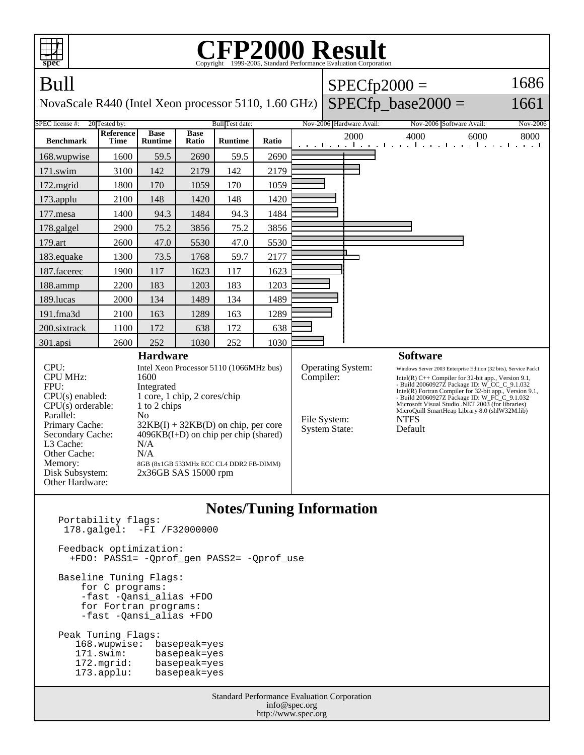# CFP2000 Result

Copyright 1999-2005, Standard Performance Evaluation Corporation

## Bull

NovaScale R440 (Intel Xeon processor 5110, 1.60 GHz)

SPECfp2000 = 1686

SPECfp_base2000 = 1661

SPEC license #: 20 | Tested by: Bull | Test date: Nov-2006 | Hardware Avail: Nov-2006 | Software Avail: Nov-2006

| Benchmark | Reference Time | Base Runtime | Base Ratio | Runtime | Ratio |
|---|---|---|---|---|---|
| 168.wupwise | 1600 | 59.5 | 2690 | 59.5 | 2690 |
| 171.swim | 3100 | 142 | 2179 | 142 | 2179 |
| 172.mgrid | 1800 | 170 | 1059 | 170 | 1059 |
| 173.applu | 2100 | 148 | 1420 | 148 | 1420 |
| 177.mesa | 1400 | 94.3 | 1484 | 94.3 | 1484 |
| 178.galgel | 2900 | 75.2 | 3856 | 75.2 | 3856 |
| 179.art | 2600 | 47.0 | 5530 | 47.0 | 5530 |
| 183.equake | 1300 | 73.5 | 1768 | 59.7 | 2177 |
| 187.facerec | 1900 | 117 | 1623 | 117 | 1623 |
| 188.ammp | 2200 | 183 | 1203 | 183 | 1203 |
| 189.lucas | 2000 | 134 | 1489 | 134 | 1489 |
| 191.fma3d | 2100 | 163 | 1289 | 163 | 1289 |
| 200.sixtrack | 1100 | 172 | 638 | 172 | 638 |
| 301.apsi | 2600 | 252 | 1030 | 252 | 1030 |

### Hardware

| | |
|---|---|
| CPU: | Intel Xeon Processor 5110 (1066MHz bus) |
| CPU MHz: | 1600 |
| FPU: | Integrated |
| CPU(s) enabled: | 1 core, 1 chip, 2 cores/chip |
| CPU(s) orderable: | 1 to 2 chips |
| Parallel: | No |
| Primary Cache: | 32KB(I) + 32KB(D) on chip, per core |
| Secondary Cache: | 4096KB(I+D) on chip per chip (shared) |
| L3 Cache: | N/A |
| Other Cache: | N/A |
| Memory: | 8GB (8x1GB 533MHz ECC CL4 DDR2 FB-DIMM) |
| Disk Subsystem: | 2x36GB SAS 15000 rpm |
| Other Hardware: | |

### Software

| | |
|---|---|
| Operating System: | Windows Server 2003 Enterprise Edition (32 bits), Service Pack1 |
| Compiler: | Intel(R) C++ Compiler for 32-bit app., Version 9.1, - Build 20060927Z Package ID: W_CC_C_9.1.032<br>Intel(R) Fortran Compiler for 32-bit app., Version 9.1, - Build 20060927Z Package ID: W_FC_C_9.1.032<br>Microsoft Visual Studio .NET 2003 (for libraries)<br>MicroQuill SmartHeap Library 8.0 (shlW32M.lib) |
| File System: | NTFS |
| System State: | Default |

## Notes/Tuning Information

```
Portability flags:
 178.galgel:  -FI /F32000000

Feedback optimization:
  +FDO: PASS1= -Qprof_gen PASS2= -Qprof_use

Baseline Tuning Flags:
    for C programs:
    -fast -Qansi_alias +FDO
    for Fortran programs:
    -fast -Qansi_alias +FDO

Peak Tuning Flags:
   168.wupwise:  basepeak=yes
   171.swim:     basepeak=yes
   172.mgrid:    basepeak=yes
   173.applu:    basepeak=yes
```

Standard Performance Evaluation Corporation
info@spec.org
http://www.spec.org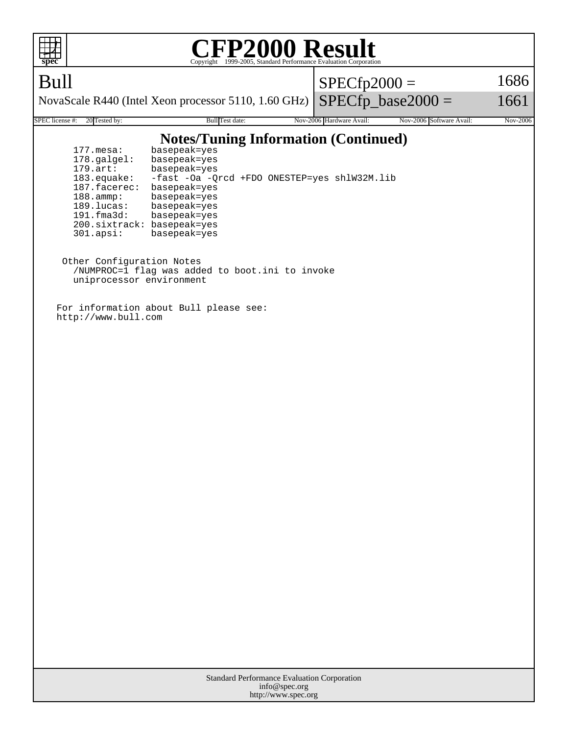# CFP2000 Result

Copyright 1999-2005, Standard Performance Evaluation Corporation

**Bull**

NovaScale R440 (Intel Xeon processor 5110, 1.60 GHz)

SPECfp2000 = 1686

SPECfp_base2000 = 1661

| SPEC license #: | 20 | Tested by: | Bull | Test date: | Nov-2006 | Hardware Avail: | Nov-2006 | Software Avail: | Nov-2006 |
|---|---|---|---|---|---|---|---|---|---|

## Notes/Tuning Information (Continued)

```
      177.mesa:     basepeak=yes
      178.galgel:   basepeak=yes
      179.art:      basepeak=yes
      183.equake:   -fast -Oa -Qrcd +FDO ONESTEP=yes shlW32M.lib
      187.facerec:  basepeak=yes
      188.ammp:     basepeak=yes
      189.lucas:    basepeak=yes
      191.fma3d:    basepeak=yes
      200.sixtrack: basepeak=yes
      301.apsi:     basepeak=yes


     Other Configuration Notes
      /NUMPROC=1 flag was added to boot.ini to invoke
      uniprocessor environment


    For information about Bull please see:
    http://www.bull.com
```

Standard Performance Evaluation Corporation
info@spec.org
http://www.spec.org